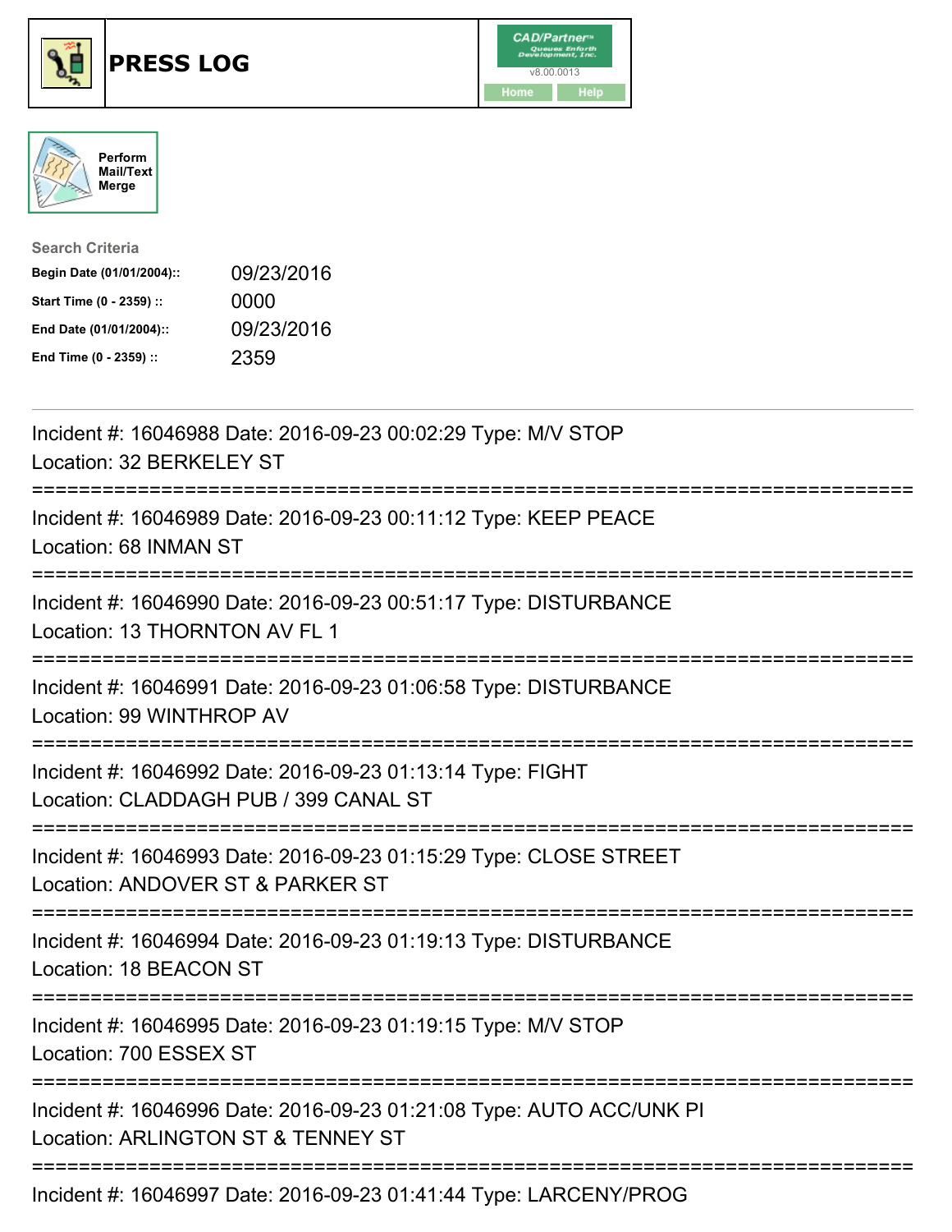# PRESS LOG

Perform Mail/Text Merge

**Search Criteria**

| | |
|---|---|
| **Begin Date (01/01/2004)::** | 09/23/2016 |
| **Start Time (0 - 2359) ::** | 0000 |
| **End Date (01/01/2004)::** | 09/23/2016 |
| **End Time (0 - 2359) ::** | 2359 |

---

Incident #: 16046988 Date: 2016-09-23 00:02:29 Type: M/V STOP
Location: 32 BERKELEY ST

===========================================================================

Incident #: 16046989 Date: 2016-09-23 00:11:12 Type: KEEP PEACE
Location: 68 INMAN ST

===========================================================================

Incident #: 16046990 Date: 2016-09-23 00:51:17 Type: DISTURBANCE
Location: 13 THORNTON AV FL 1

===========================================================================

Incident #: 16046991 Date: 2016-09-23 01:06:58 Type: DISTURBANCE
Location: 99 WINTHROP AV

===========================================================================

Incident #: 16046992 Date: 2016-09-23 01:13:14 Type: FIGHT
Location: CLADDAGH PUB / 399 CANAL ST

===========================================================================

Incident #: 16046993 Date: 2016-09-23 01:15:29 Type: CLOSE STREET
Location: ANDOVER ST & PARKER ST

===========================================================================

Incident #: 16046994 Date: 2016-09-23 01:19:13 Type: DISTURBANCE
Location: 18 BEACON ST

===========================================================================

Incident #: 16046995 Date: 2016-09-23 01:19:15 Type: M/V STOP
Location: 700 ESSEX ST

===========================================================================

Incident #: 16046996 Date: 2016-09-23 01:21:08 Type: AUTO ACC/UNK PI
Location: ARLINGTON ST & TENNEY ST

===========================================================================

Incident #: 16046997 Date: 2016-09-23 01:41:44 Type: LARCENY/PROG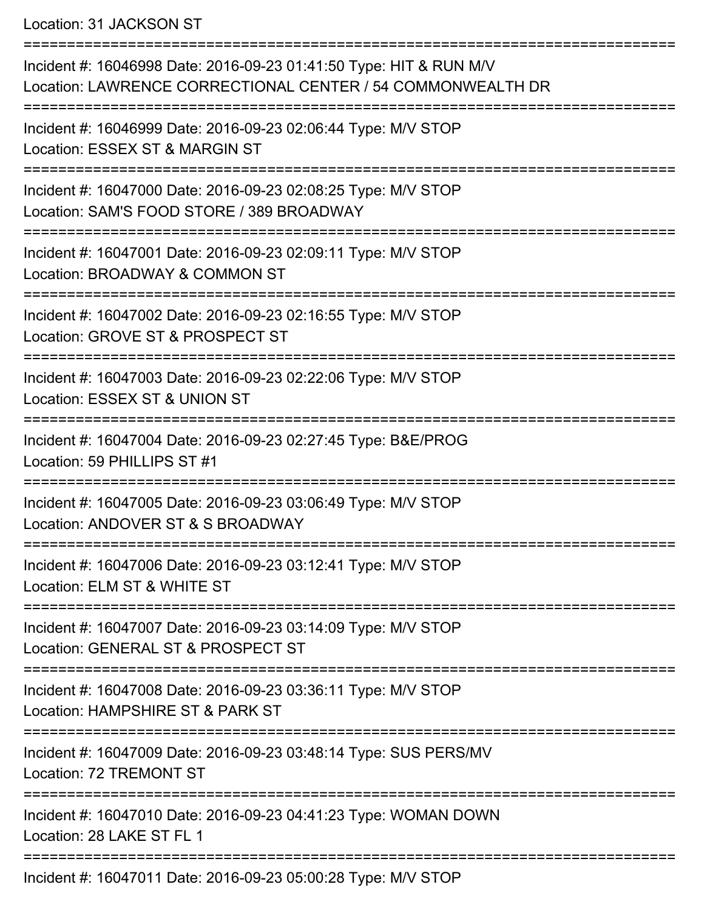Location: 31 JACKSON ST

===========================================================================

Incident #: 16046998 Date: 2016-09-23 01:41:50 Type: HIT & RUN M/V
Location: LAWRENCE CORRECTIONAL CENTER / 54 COMMONWEALTH DR

===========================================================================

Incident #: 16046999 Date: 2016-09-23 02:06:44 Type: M/V STOP
Location: ESSEX ST & MARGIN ST

===========================================================================

Incident #: 16047000 Date: 2016-09-23 02:08:25 Type: M/V STOP
Location: SAM'S FOOD STORE / 389 BROADWAY

===========================================================================

Incident #: 16047001 Date: 2016-09-23 02:09:11 Type: M/V STOP
Location: BROADWAY & COMMON ST

===========================================================================

Incident #: 16047002 Date: 2016-09-23 02:16:55 Type: M/V STOP
Location: GROVE ST & PROSPECT ST

===========================================================================

Incident #: 16047003 Date: 2016-09-23 02:22:06 Type: M/V STOP
Location: ESSEX ST & UNION ST

===========================================================================

Incident #: 16047004 Date: 2016-09-23 02:27:45 Type: B&E/PROG
Location: 59 PHILLIPS ST #1

===========================================================================

Incident #: 16047005 Date: 2016-09-23 03:06:49 Type: M/V STOP
Location: ANDOVER ST & S BROADWAY

===========================================================================

Incident #: 16047006 Date: 2016-09-23 03:12:41 Type: M/V STOP
Location: ELM ST & WHITE ST

===========================================================================

Incident #: 16047007 Date: 2016-09-23 03:14:09 Type: M/V STOP
Location: GENERAL ST & PROSPECT ST

===========================================================================

Incident #: 16047008 Date: 2016-09-23 03:36:11 Type: M/V STOP
Location: HAMPSHIRE ST & PARK ST

===========================================================================

Incident #: 16047009 Date: 2016-09-23 03:48:14 Type: SUS PERS/MV
Location: 72 TREMONT ST

===========================================================================

Incident #: 16047010 Date: 2016-09-23 04:41:23 Type: WOMAN DOWN
Location: 28 LAKE ST FL 1

===========================================================================

Incident #: 16047011 Date: 2016-09-23 05:00:28 Type: M/V STOP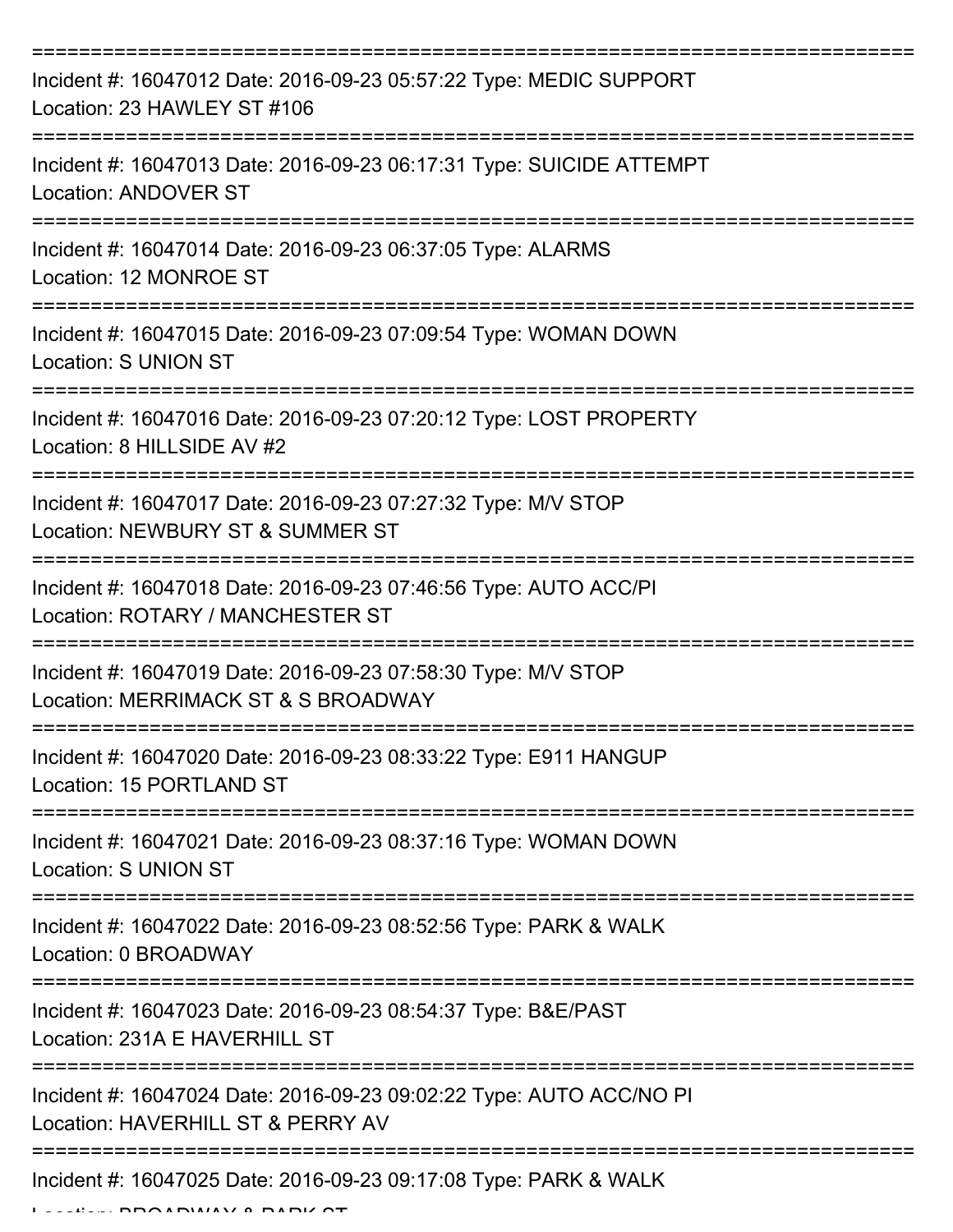===========================================================================

Incident #: 16047012 Date: 2016-09-23 05:57:22 Type: MEDIC SUPPORT
Location: 23 HAWLEY ST #106

===========================================================================

Incident #: 16047013 Date: 2016-09-23 06:17:31 Type: SUICIDE ATTEMPT
Location: ANDOVER ST

===========================================================================

Incident #: 16047014 Date: 2016-09-23 06:37:05 Type: ALARMS
Location: 12 MONROE ST

===========================================================================

Incident #: 16047015 Date: 2016-09-23 07:09:54 Type: WOMAN DOWN
Location: S UNION ST

===========================================================================

Incident #: 16047016 Date: 2016-09-23 07:20:12 Type: LOST PROPERTY
Location: 8 HILLSIDE AV #2

===========================================================================

Incident #: 16047017 Date: 2016-09-23 07:27:32 Type: M/V STOP
Location: NEWBURY ST & SUMMER ST

===========================================================================

Incident #: 16047018 Date: 2016-09-23 07:46:56 Type: AUTO ACC/PI
Location: ROTARY / MANCHESTER ST

===========================================================================

Incident #: 16047019 Date: 2016-09-23 07:58:30 Type: M/V STOP
Location: MERRIMACK ST & S BROADWAY

===========================================================================

Incident #: 16047020 Date: 2016-09-23 08:33:22 Type: E911 HANGUP
Location: 15 PORTLAND ST

===========================================================================

Incident #: 16047021 Date: 2016-09-23 08:37:16 Type: WOMAN DOWN
Location: S UNION ST

===========================================================================

Incident #: 16047022 Date: 2016-09-23 08:52:56 Type: PARK & WALK
Location: 0 BROADWAY

===========================================================================

Incident #: 16047023 Date: 2016-09-23 08:54:37 Type: B&E/PAST
Location: 231A E HAVERHILL ST

===========================================================================

Incident #: 16047024 Date: 2016-09-23 09:02:22 Type: AUTO ACC/NO PI
Location: HAVERHILL ST & PERRY AV

===========================================================================

Incident #: 16047025 Date: 2016-09-23 09:17:08 Type: PARK & WALK
Location: BROADWAY & PARK ST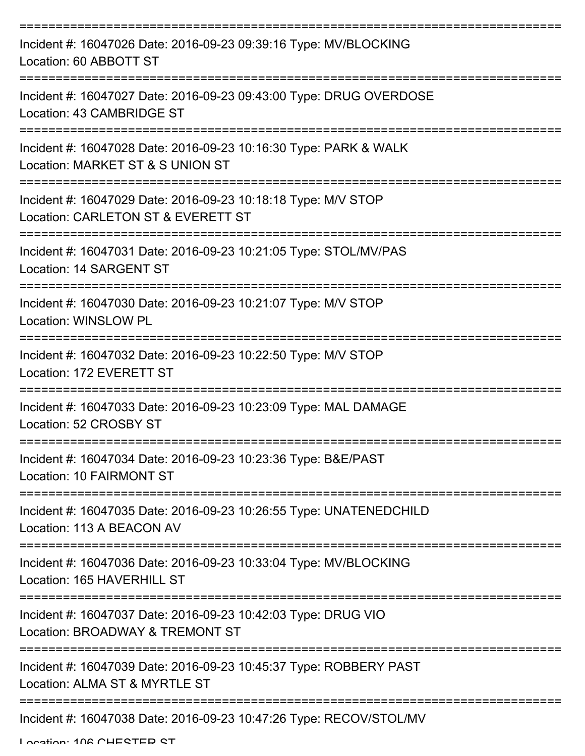===========================================================================

Incident #: 16047026 Date: 2016-09-23 09:39:16 Type: MV/BLOCKING
Location: 60 ABBOTT ST

===========================================================================

Incident #: 16047027 Date: 2016-09-23 09:43:00 Type: DRUG OVERDOSE
Location: 43 CAMBRIDGE ST

===========================================================================

Incident #: 16047028 Date: 2016-09-23 10:16:30 Type: PARK & WALK
Location: MARKET ST & S UNION ST

===========================================================================

Incident #: 16047029 Date: 2016-09-23 10:18:18 Type: M/V STOP
Location: CARLETON ST & EVERETT ST

===========================================================================

Incident #: 16047031 Date: 2016-09-23 10:21:05 Type: STOL/MV/PAS
Location: 14 SARGENT ST

===========================================================================

Incident #: 16047030 Date: 2016-09-23 10:21:07 Type: M/V STOP
Location: WINSLOW PL

===========================================================================

Incident #: 16047032 Date: 2016-09-23 10:22:50 Type: M/V STOP
Location: 172 EVERETT ST

===========================================================================

Incident #: 16047033 Date: 2016-09-23 10:23:09 Type: MAL DAMAGE
Location: 52 CROSBY ST

===========================================================================

Incident #: 16047034 Date: 2016-09-23 10:23:36 Type: B&E/PAST
Location: 10 FAIRMONT ST

===========================================================================

Incident #: 16047035 Date: 2016-09-23 10:26:55 Type: UNATENEDCHILD
Location: 113 A BEACON AV

===========================================================================

Incident #: 16047036 Date: 2016-09-23 10:33:04 Type: MV/BLOCKING
Location: 165 HAVERHILL ST

===========================================================================

Incident #: 16047037 Date: 2016-09-23 10:42:03 Type: DRUG VIO
Location: BROADWAY & TREMONT ST

===========================================================================

Incident #: 16047039 Date: 2016-09-23 10:45:37 Type: ROBBERY PAST
Location: ALMA ST & MYRTLE ST

===========================================================================

Incident #: 16047038 Date: 2016-09-23 10:47:26 Type: RECOV/STOL/MV
Location: 106 CHESTER ST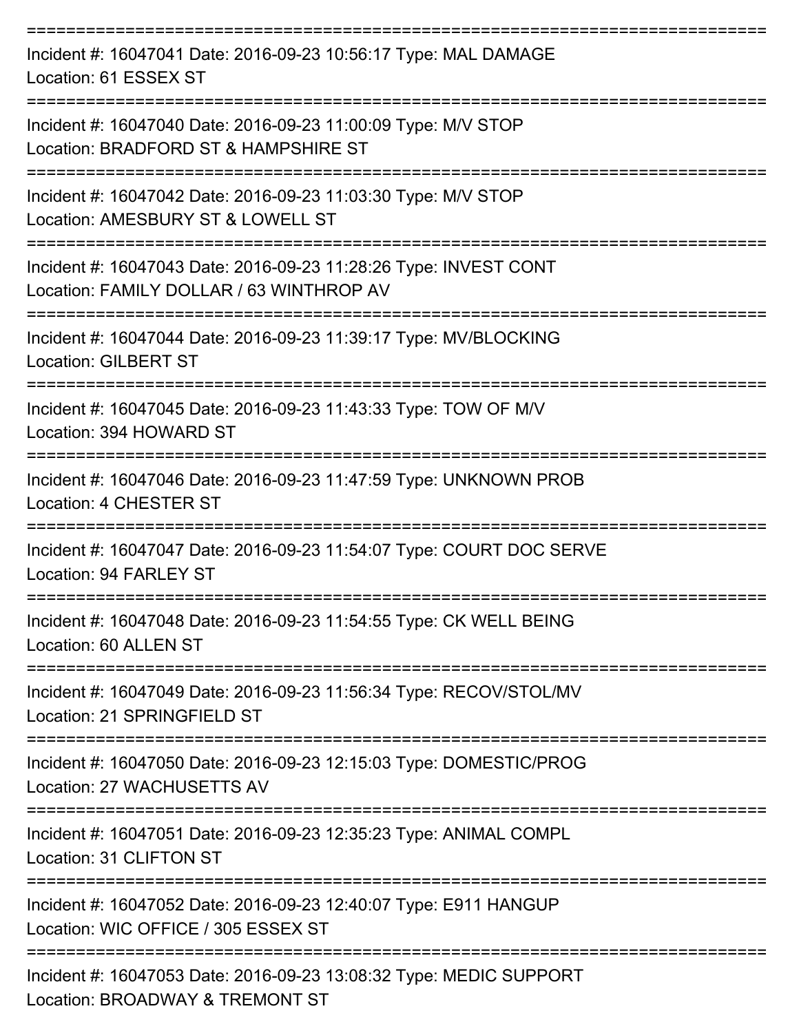===========================================================================

Incident #: 16047041 Date: 2016-09-23 10:56:17 Type: MAL DAMAGE
Location: 61 ESSEX ST

===========================================================================

Incident #: 16047040 Date: 2016-09-23 11:00:09 Type: M/V STOP
Location: BRADFORD ST & HAMPSHIRE ST

===========================================================================

Incident #: 16047042 Date: 2016-09-23 11:03:30 Type: M/V STOP
Location: AMESBURY ST & LOWELL ST

===========================================================================

Incident #: 16047043 Date: 2016-09-23 11:28:26 Type: INVEST CONT
Location: FAMILY DOLLAR / 63 WINTHROP AV

===========================================================================

Incident #: 16047044 Date: 2016-09-23 11:39:17 Type: MV/BLOCKING
Location: GILBERT ST

===========================================================================

Incident #: 16047045 Date: 2016-09-23 11:43:33 Type: TOW OF M/V
Location: 394 HOWARD ST

===========================================================================

Incident #: 16047046 Date: 2016-09-23 11:47:59 Type: UNKNOWN PROB
Location: 4 CHESTER ST

===========================================================================

Incident #: 16047047 Date: 2016-09-23 11:54:07 Type: COURT DOC SERVE
Location: 94 FARLEY ST

===========================================================================

Incident #: 16047048 Date: 2016-09-23 11:54:55 Type: CK WELL BEING
Location: 60 ALLEN ST

===========================================================================

Incident #: 16047049 Date: 2016-09-23 11:56:34 Type: RECOV/STOL/MV
Location: 21 SPRINGFIELD ST

===========================================================================

Incident #: 16047050 Date: 2016-09-23 12:15:03 Type: DOMESTIC/PROG
Location: 27 WACHUSETTS AV

===========================================================================

Incident #: 16047051 Date: 2016-09-23 12:35:23 Type: ANIMAL COMPL
Location: 31 CLIFTON ST

===========================================================================

Incident #: 16047052 Date: 2016-09-23 12:40:07 Type: E911 HANGUP
Location: WIC OFFICE / 305 ESSEX ST

===========================================================================

Incident #: 16047053 Date: 2016-09-23 13:08:32 Type: MEDIC SUPPORT
Location: BROADWAY & TREMONT ST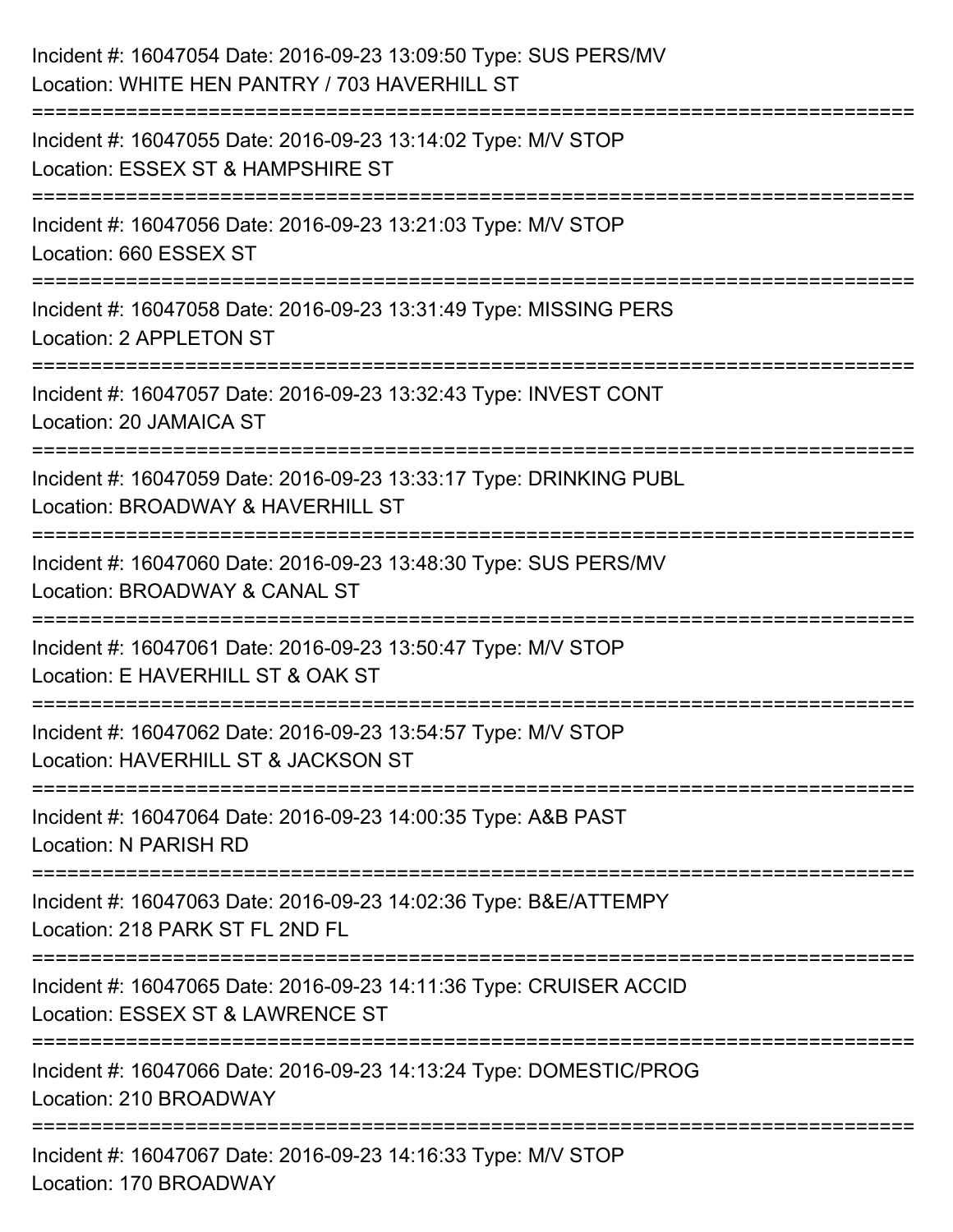Incident #: 16047054 Date: 2016-09-23 13:09:50 Type: SUS PERS/MV
Location: WHITE HEN PANTRY / 703 HAVERHILL ST

===========================================================================

Incident #: 16047055 Date: 2016-09-23 13:14:02 Type: M/V STOP
Location: ESSEX ST & HAMPSHIRE ST

===========================================================================

Incident #: 16047056 Date: 2016-09-23 13:21:03 Type: M/V STOP
Location: 660 ESSEX ST

===========================================================================

Incident #: 16047058 Date: 2016-09-23 13:31:49 Type: MISSING PERS
Location: 2 APPLETON ST

===========================================================================

Incident #: 16047057 Date: 2016-09-23 13:32:43 Type: INVEST CONT
Location: 20 JAMAICA ST

===========================================================================

Incident #: 16047059 Date: 2016-09-23 13:33:17 Type: DRINKING PUBL
Location: BROADWAY & HAVERHILL ST

===========================================================================

Incident #: 16047060 Date: 2016-09-23 13:48:30 Type: SUS PERS/MV
Location: BROADWAY & CANAL ST

===========================================================================

Incident #: 16047061 Date: 2016-09-23 13:50:47 Type: M/V STOP
Location: E HAVERHILL ST & OAK ST

===========================================================================

Incident #: 16047062 Date: 2016-09-23 13:54:57 Type: M/V STOP
Location: HAVERHILL ST & JACKSON ST

===========================================================================

Incident #: 16047064 Date: 2016-09-23 14:00:35 Type: A&B PAST
Location: N PARISH RD

===========================================================================

Incident #: 16047063 Date: 2016-09-23 14:02:36 Type: B&E/ATTEMPY
Location: 218 PARK ST FL 2ND FL

===========================================================================

Incident #: 16047065 Date: 2016-09-23 14:11:36 Type: CRUISER ACCID
Location: ESSEX ST & LAWRENCE ST

===========================================================================

Incident #: 16047066 Date: 2016-09-23 14:13:24 Type: DOMESTIC/PROG
Location: 210 BROADWAY

===========================================================================

Incident #: 16047067 Date: 2016-09-23 14:16:33 Type: M/V STOP
Location: 170 BROADWAY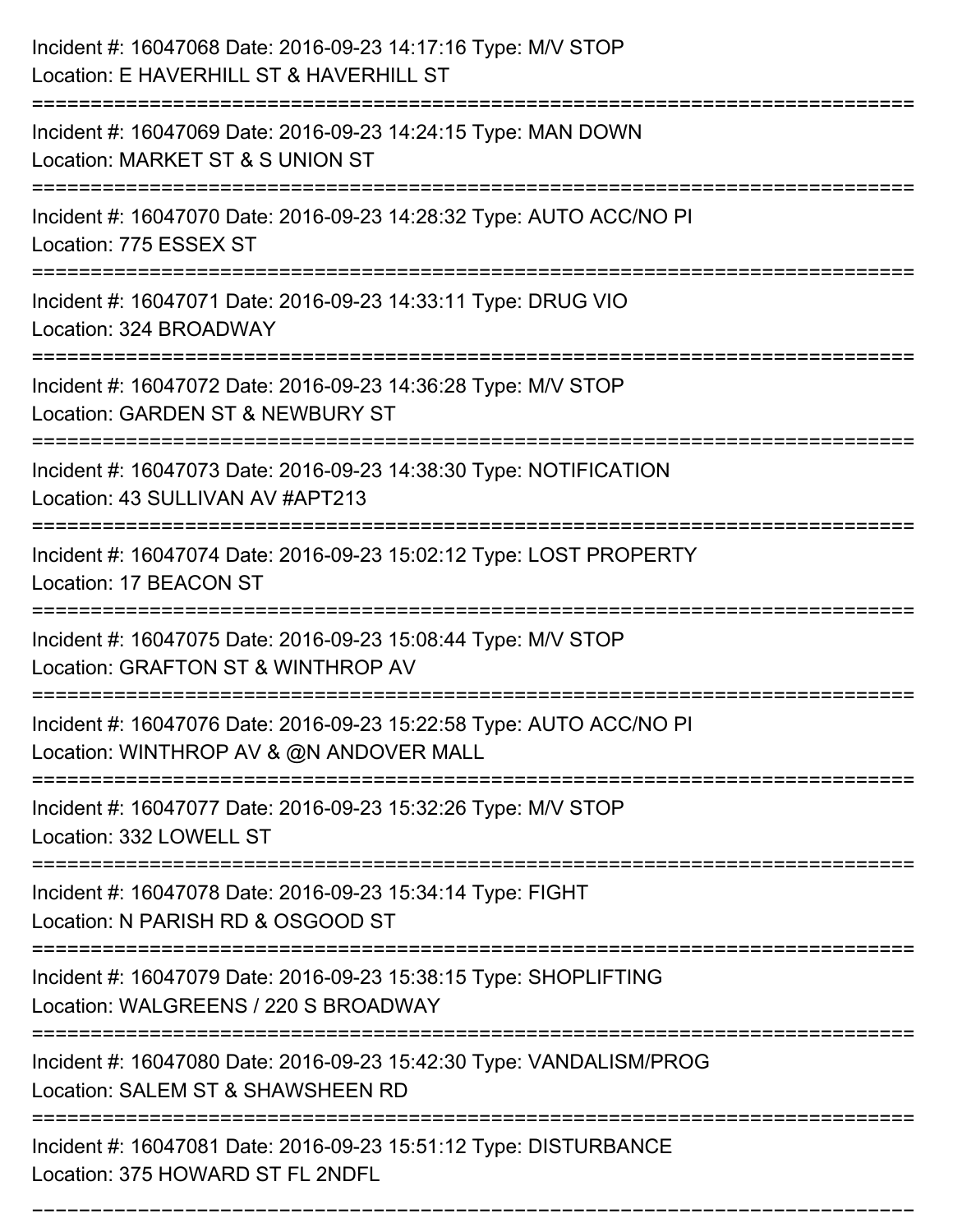Incident #: 16047068 Date: 2016-09-23 14:17:16 Type: M/V STOP
Location: E HAVERHILL ST & HAVERHILL ST

===========================================================================

Incident #: 16047069 Date: 2016-09-23 14:24:15 Type: MAN DOWN
Location: MARKET ST & S UNION ST

===========================================================================

Incident #: 16047070 Date: 2016-09-23 14:28:32 Type: AUTO ACC/NO PI
Location: 775 ESSEX ST

===========================================================================

Incident #: 16047071 Date: 2016-09-23 14:33:11 Type: DRUG VIO
Location: 324 BROADWAY

===========================================================================

Incident #: 16047072 Date: 2016-09-23 14:36:28 Type: M/V STOP
Location: GARDEN ST & NEWBURY ST

===========================================================================

Incident #: 16047073 Date: 2016-09-23 14:38:30 Type: NOTIFICATION
Location: 43 SULLIVAN AV #APT213

===========================================================================

Incident #: 16047074 Date: 2016-09-23 15:02:12 Type: LOST PROPERTY
Location: 17 BEACON ST

===========================================================================

Incident #: 16047075 Date: 2016-09-23 15:08:44 Type: M/V STOP
Location: GRAFTON ST & WINTHROP AV

===========================================================================

Incident #: 16047076 Date: 2016-09-23 15:22:58 Type: AUTO ACC/NO PI
Location: WINTHROP AV & @N ANDOVER MALL

===========================================================================

Incident #: 16047077 Date: 2016-09-23 15:32:26 Type: M/V STOP
Location: 332 LOWELL ST

===========================================================================

Incident #: 16047078 Date: 2016-09-23 15:34:14 Type: FIGHT
Location: N PARISH RD & OSGOOD ST

===========================================================================

Incident #: 16047079 Date: 2016-09-23 15:38:15 Type: SHOPLIFTING
Location: WALGREENS / 220 S BROADWAY

===========================================================================

Incident #: 16047080 Date: 2016-09-23 15:42:30 Type: VANDALISM/PROG
Location: SALEM ST & SHAWSHEEN RD

===========================================================================

Incident #: 16047081 Date: 2016-09-23 15:51:12 Type: DISTURBANCE
Location: 375 HOWARD ST FL 2NDFL

===========================================================================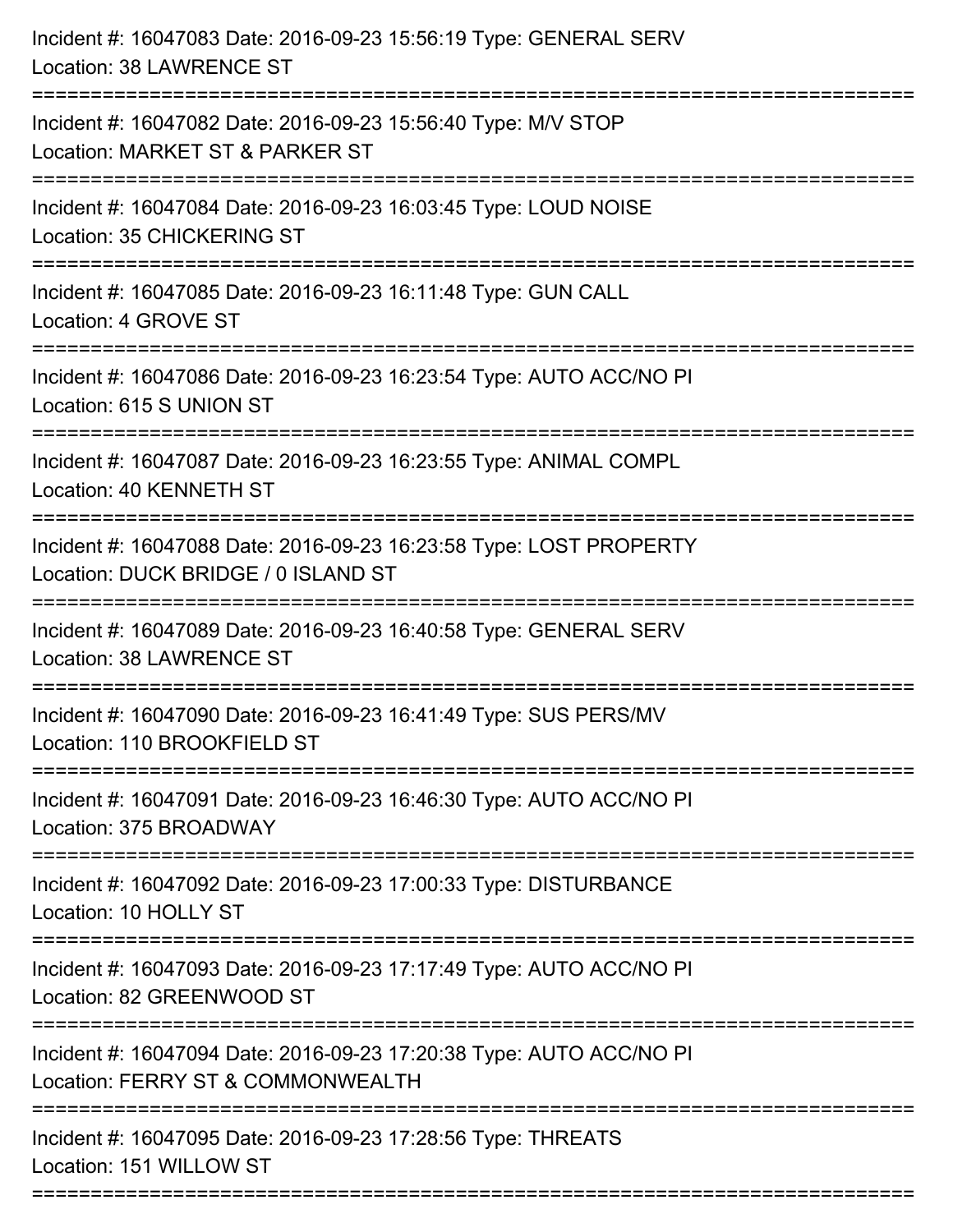Incident #: 16047083 Date: 2016-09-23 15:56:19 Type: GENERAL SERV
Location: 38 LAWRENCE ST

===========================================================================

Incident #: 16047082 Date: 2016-09-23 15:56:40 Type: M/V STOP
Location: MARKET ST & PARKER ST

===========================================================================

Incident #: 16047084 Date: 2016-09-23 16:03:45 Type: LOUD NOISE
Location: 35 CHICKERING ST

===========================================================================

Incident #: 16047085 Date: 2016-09-23 16:11:48 Type: GUN CALL
Location: 4 GROVE ST

===========================================================================

Incident #: 16047086 Date: 2016-09-23 16:23:54 Type: AUTO ACC/NO PI
Location: 615 S UNION ST

===========================================================================

Incident #: 16047087 Date: 2016-09-23 16:23:55 Type: ANIMAL COMPL
Location: 40 KENNETH ST

===========================================================================

Incident #: 16047088 Date: 2016-09-23 16:23:58 Type: LOST PROPERTY
Location: DUCK BRIDGE / 0 ISLAND ST

===========================================================================

Incident #: 16047089 Date: 2016-09-23 16:40:58 Type: GENERAL SERV
Location: 38 LAWRENCE ST

===========================================================================

Incident #: 16047090 Date: 2016-09-23 16:41:49 Type: SUS PERS/MV
Location: 110 BROOKFIELD ST

===========================================================================

Incident #: 16047091 Date: 2016-09-23 16:46:30 Type: AUTO ACC/NO PI
Location: 375 BROADWAY

===========================================================================

Incident #: 16047092 Date: 2016-09-23 17:00:33 Type: DISTURBANCE
Location: 10 HOLLY ST

===========================================================================

Incident #: 16047093 Date: 2016-09-23 17:17:49 Type: AUTO ACC/NO PI
Location: 82 GREENWOOD ST

===========================================================================

Incident #: 16047094 Date: 2016-09-23 17:20:38 Type: AUTO ACC/NO PI
Location: FERRY ST & COMMONWEALTH

===========================================================================

Incident #: 16047095 Date: 2016-09-23 17:28:56 Type: THREATS
Location: 151 WILLOW ST

===========================================================================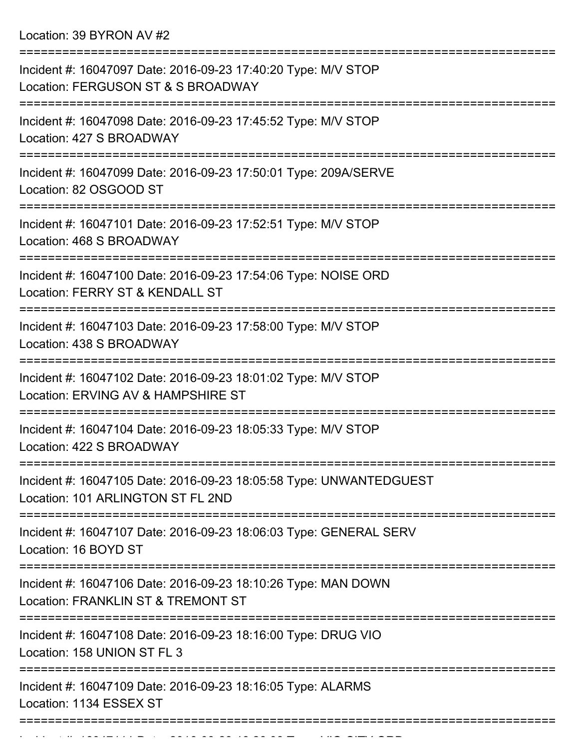Location: 39 BYRON AV #2

===========================================================================

Incident #: 16047097 Date: 2016-09-23 17:40:20 Type: M/V STOP
Location: FERGUSON ST & S BROADWAY

===========================================================================

Incident #: 16047098 Date: 2016-09-23 17:45:52 Type: M/V STOP
Location: 427 S BROADWAY

===========================================================================

Incident #: 16047099 Date: 2016-09-23 17:50:01 Type: 209A/SERVE
Location: 82 OSGOOD ST

===========================================================================

Incident #: 16047101 Date: 2016-09-23 17:52:51 Type: M/V STOP
Location: 468 S BROADWAY

===========================================================================

Incident #: 16047100 Date: 2016-09-23 17:54:06 Type: NOISE ORD
Location: FERRY ST & KENDALL ST

===========================================================================

Incident #: 16047103 Date: 2016-09-23 17:58:00 Type: M/V STOP
Location: 438 S BROADWAY

===========================================================================

Incident #: 16047102 Date: 2016-09-23 18:01:02 Type: M/V STOP
Location: ERVING AV & HAMPSHIRE ST

===========================================================================

Incident #: 16047104 Date: 2016-09-23 18:05:33 Type: M/V STOP
Location: 422 S BROADWAY

===========================================================================

Incident #: 16047105 Date: 2016-09-23 18:05:58 Type: UNWANTEDGUEST
Location: 101 ARLINGTON ST FL 2ND

===========================================================================

Incident #: 16047107 Date: 2016-09-23 18:06:03 Type: GENERAL SERV
Location: 16 BOYD ST

===========================================================================

Incident #: 16047106 Date: 2016-09-23 18:10:26 Type: MAN DOWN
Location: FRANKLIN ST & TREMONT ST

===========================================================================

Incident #: 16047108 Date: 2016-09-23 18:16:00 Type: DRUG VIO
Location: 158 UNION ST FL 3

===========================================================================

Incident #: 16047109 Date: 2016-09-23 18:16:05 Type: ALARMS
Location: 1134 ESSEX ST

===========================================================================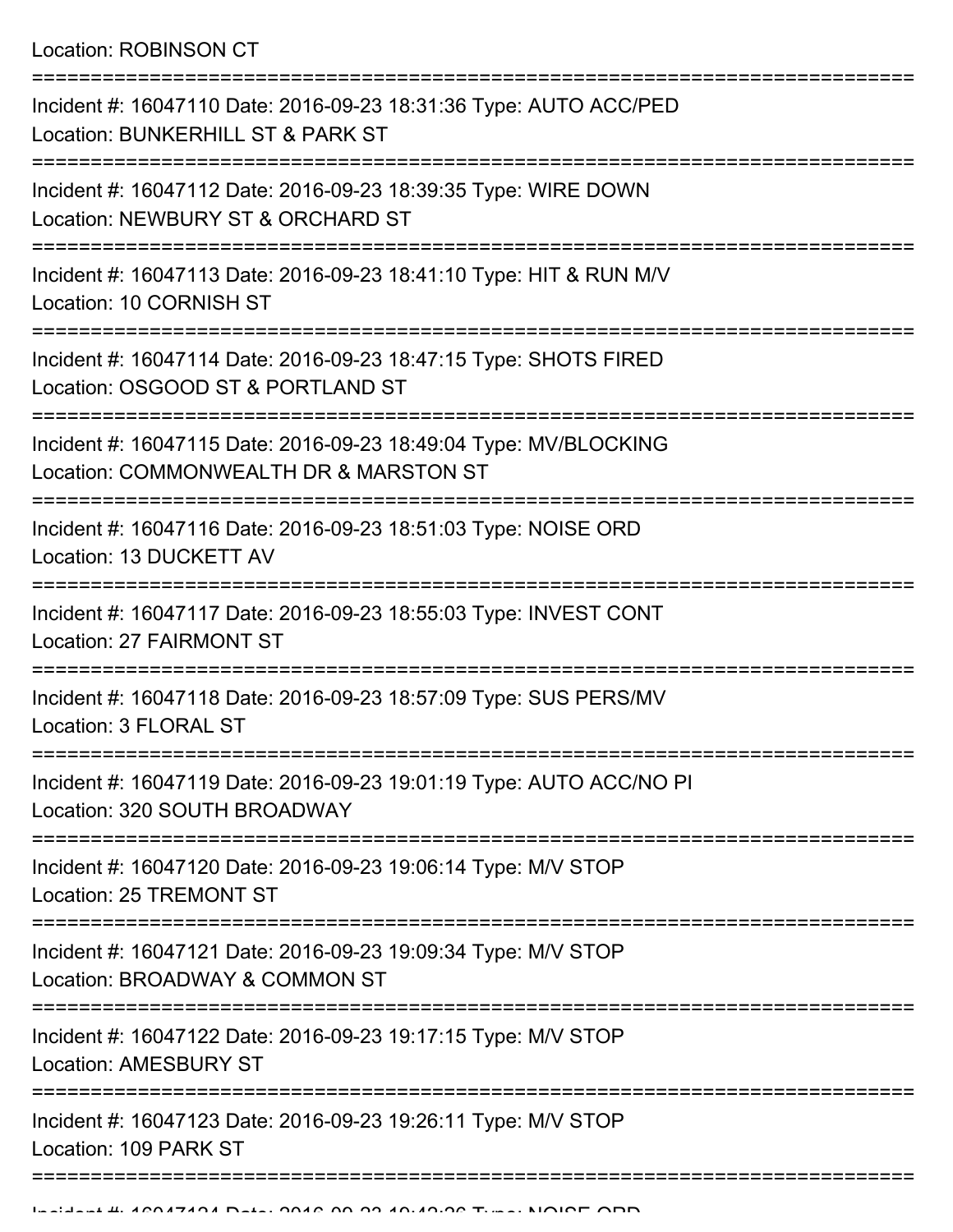Location: ROBINSON CT

===========================================================================

Incident #: 16047110 Date: 2016-09-23 18:31:36 Type: AUTO ACC/PED
Location: BUNKERHILL ST & PARK ST

===========================================================================

Incident #: 16047112 Date: 2016-09-23 18:39:35 Type: WIRE DOWN
Location: NEWBURY ST & ORCHARD ST

===========================================================================

Incident #: 16047113 Date: 2016-09-23 18:41:10 Type: HIT & RUN M/V
Location: 10 CORNISH ST

===========================================================================

Incident #: 16047114 Date: 2016-09-23 18:47:15 Type: SHOTS FIRED
Location: OSGOOD ST & PORTLAND ST

===========================================================================

Incident #: 16047115 Date: 2016-09-23 18:49:04 Type: MV/BLOCKING
Location: COMMONWEALTH DR & MARSTON ST

===========================================================================

Incident #: 16047116 Date: 2016-09-23 18:51:03 Type: NOISE ORD
Location: 13 DUCKETT AV

===========================================================================

Incident #: 16047117 Date: 2016-09-23 18:55:03 Type: INVEST CONT
Location: 27 FAIRMONT ST

===========================================================================

Incident #: 16047118 Date: 2016-09-23 18:57:09 Type: SUS PERS/MV
Location: 3 FLORAL ST

===========================================================================

Incident #: 16047119 Date: 2016-09-23 19:01:19 Type: AUTO ACC/NO PI
Location: 320 SOUTH BROADWAY

===========================================================================

Incident #: 16047120 Date: 2016-09-23 19:06:14 Type: M/V STOP
Location: 25 TREMONT ST

===========================================================================

Incident #: 16047121 Date: 2016-09-23 19:09:34 Type: M/V STOP
Location: BROADWAY & COMMON ST

===========================================================================

Incident #: 16047122 Date: 2016-09-23 19:17:15 Type: M/V STOP
Location: AMESBURY ST

===========================================================================

Incident #: 16047123 Date: 2016-09-23 19:26:11 Type: M/V STOP
Location: 109 PARK ST

===========================================================================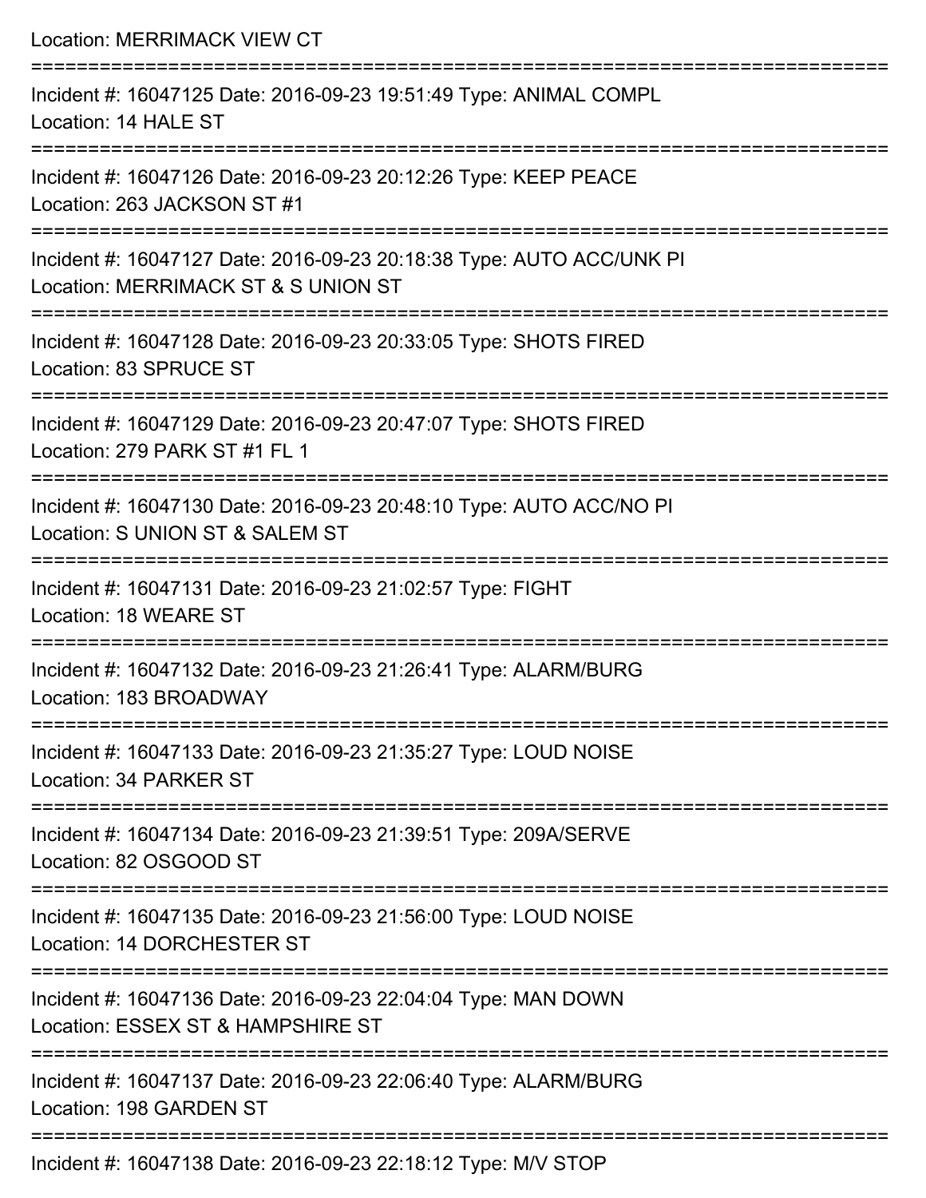Location: MERRIMACK VIEW CT

===========================================================================

Incident #: 16047125 Date: 2016-09-23 19:51:49 Type: ANIMAL COMPL
Location: 14 HALE ST

===========================================================================

Incident #: 16047126 Date: 2016-09-23 20:12:26 Type: KEEP PEACE
Location: 263 JACKSON ST #1

===========================================================================

Incident #: 16047127 Date: 2016-09-23 20:18:38 Type: AUTO ACC/UNK PI
Location: MERRIMACK ST & S UNION ST

===========================================================================

Incident #: 16047128 Date: 2016-09-23 20:33:05 Type: SHOTS FIRED
Location: 83 SPRUCE ST

===========================================================================

Incident #: 16047129 Date: 2016-09-23 20:47:07 Type: SHOTS FIRED
Location: 279 PARK ST #1 FL 1

===========================================================================

Incident #: 16047130 Date: 2016-09-23 20:48:10 Type: AUTO ACC/NO PI
Location: S UNION ST & SALEM ST

===========================================================================

Incident #: 16047131 Date: 2016-09-23 21:02:57 Type: FIGHT
Location: 18 WEARE ST

===========================================================================

Incident #: 16047132 Date: 2016-09-23 21:26:41 Type: ALARM/BURG
Location: 183 BROADWAY

===========================================================================

Incident #: 16047133 Date: 2016-09-23 21:35:27 Type: LOUD NOISE
Location: 34 PARKER ST

===========================================================================

Incident #: 16047134 Date: 2016-09-23 21:39:51 Type: 209A/SERVE
Location: 82 OSGOOD ST

===========================================================================

Incident #: 16047135 Date: 2016-09-23 21:56:00 Type: LOUD NOISE
Location: 14 DORCHESTER ST

===========================================================================

Incident #: 16047136 Date: 2016-09-23 22:04:04 Type: MAN DOWN
Location: ESSEX ST & HAMPSHIRE ST

===========================================================================

Incident #: 16047137 Date: 2016-09-23 22:06:40 Type: ALARM/BURG
Location: 198 GARDEN ST

===========================================================================

Incident #: 16047138 Date: 2016-09-23 22:18:12 Type: M/V STOP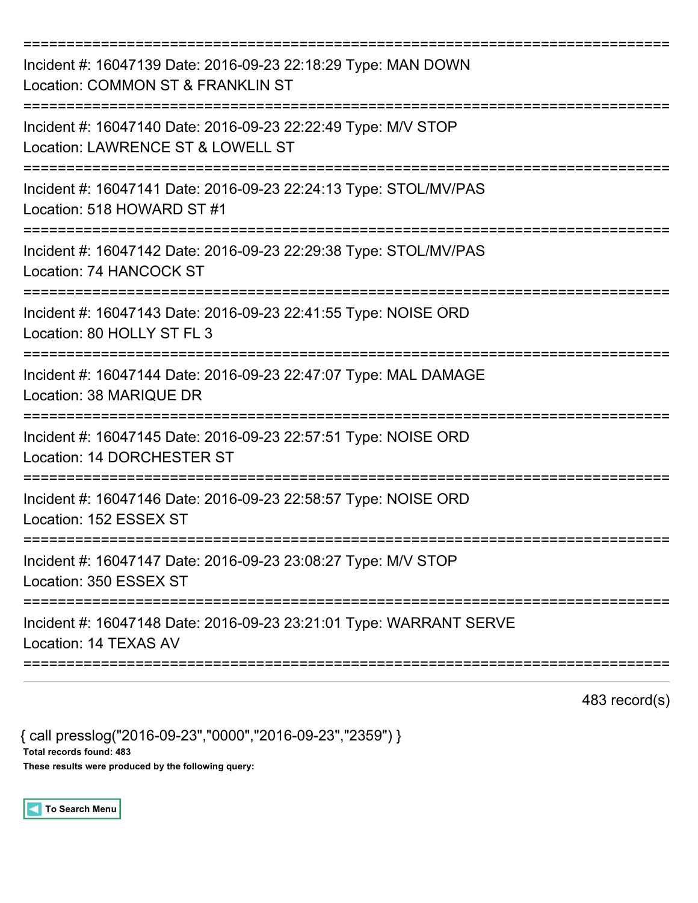Incident #: 16047139 Date: 2016-09-23 22:18:29 Type: MAN DOWN
Location: COMMON ST & FRANKLIN ST

Incident #: 16047140 Date: 2016-09-23 22:22:49 Type: M/V STOP
Location: LAWRENCE ST & LOWELL ST

Incident #: 16047141 Date: 2016-09-23 22:24:13 Type: STOL/MV/PAS
Location: 518 HOWARD ST #1

Incident #: 16047142 Date: 2016-09-23 22:29:38 Type: STOL/MV/PAS
Location: 74 HANCOCK ST

Incident #: 16047143 Date: 2016-09-23 22:41:55 Type: NOISE ORD
Location: 80 HOLLY ST FL 3

Incident #: 16047144 Date: 2016-09-23 22:47:07 Type: MAL DAMAGE
Location: 38 MARIQUE DR

Incident #: 16047145 Date: 2016-09-23 22:57:51 Type: NOISE ORD
Location: 14 DORCHESTER ST

Incident #: 16047146 Date: 2016-09-23 22:58:57 Type: NOISE ORD
Location: 152 ESSEX ST

Incident #: 16047147 Date: 2016-09-23 23:08:27 Type: M/V STOP
Location: 350 ESSEX ST

Incident #: 16047148 Date: 2016-09-23 23:21:01 Type: WARRANT SERVE
Location: 14 TEXAS AV

483 record(s)

{ call presslog("2016-09-23","0000","2016-09-23","2359") }

**Total records found: 483**

**These results were produced by the following query:**

To Search Menu